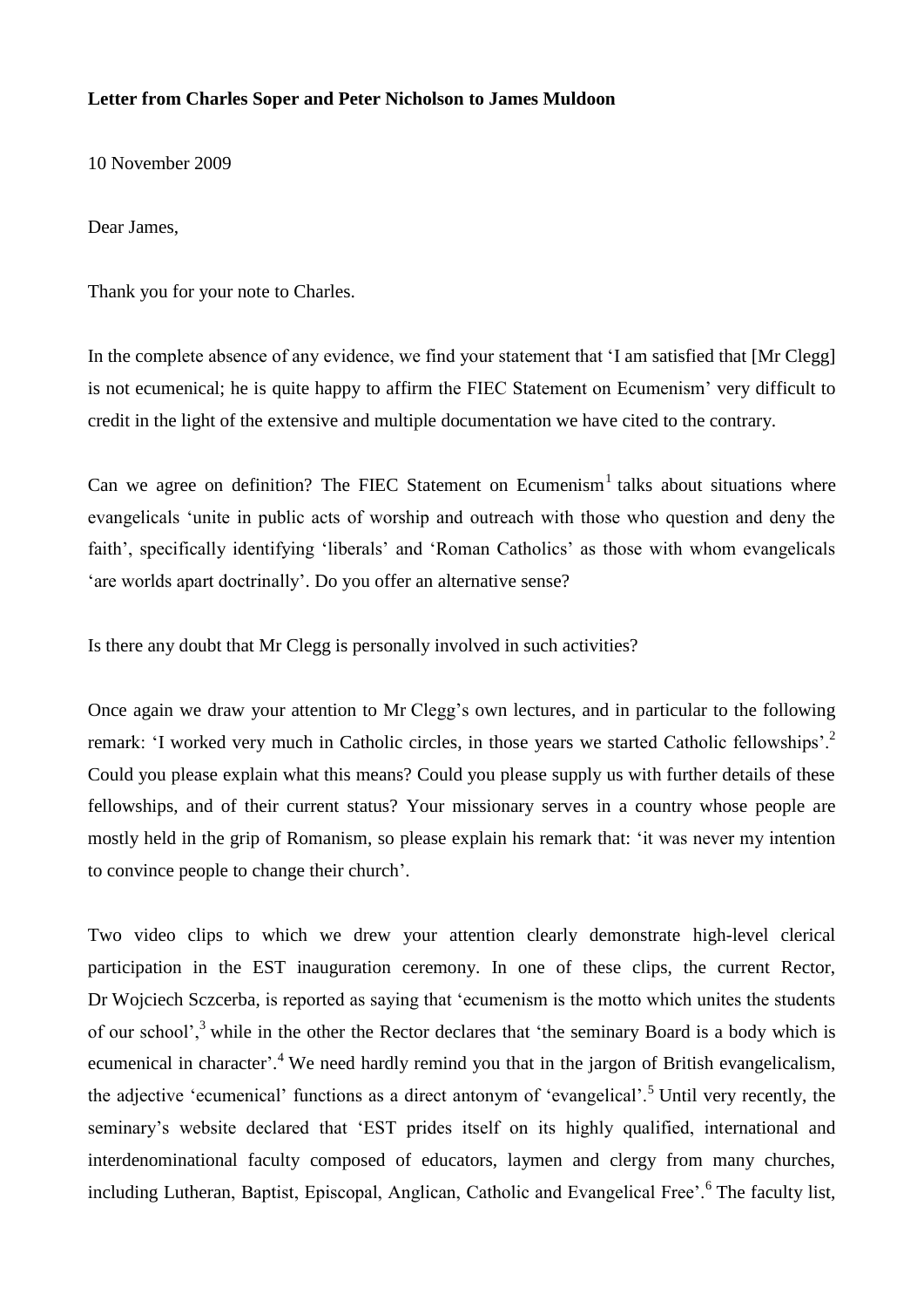**Letter from Charles Soper and Peter Nicholson to James Muldoon**

10 November 2009

Dear James,

Thank you for your note to Charles.

In the complete absence of any evidence, we find your statement that 'I am satisfied that [Mr Clegg] is not ecumenical; he is quite happy to affirm the FIEC Statement on Ecumenism' very difficult to credit in the light of the extensive and multiple documentation we have cited to the contrary.

Can we agree on definition? The FIEC Statement on Ecumenism[1] talks about situations where evangelicals 'unite in public acts of worship and outreach with those who question and deny the faith', specifically identifying 'liberals' and 'Roman Catholics' as those with whom evangelicals 'are worlds apart doctrinally'. Do you offer an alternative sense?

Is there any doubt that Mr Clegg is personally involved in such activities?

Once again we draw your attention to Mr Clegg's own lectures, and in particular to the following remark: 'I worked very much in Catholic circles, in those years we started Catholic fellowships'.[2] Could you please explain what this means? Could you please supply us with further details of these fellowships, and of their current status? Your missionary serves in a country whose people are mostly held in the grip of Romanism, so please explain his remark that: 'it was never my intention to convince people to change their church'.

Two video clips to which we drew your attention clearly demonstrate high-level clerical participation in the EST inauguration ceremony. In one of these clips, the current Rector, Dr Wojciech Sczcerba, is reported as saying that 'ecumenism is the motto which unites the students of our school',[3] while in the other the Rector declares that 'the seminary Board is a body which is ecumenical in character'.[4] We need hardly remind you that in the jargon of British evangelicalism, the adjective 'ecumenical' functions as a direct antonym of 'evangelical'.[5] Until very recently, the seminary's website declared that 'EST prides itself on its highly qualified, international and interdenominational faculty composed of educators, laymen and clergy from many churches, including Lutheran, Baptist, Episcopal, Anglican, Catholic and Evangelical Free'.[6] The faculty list,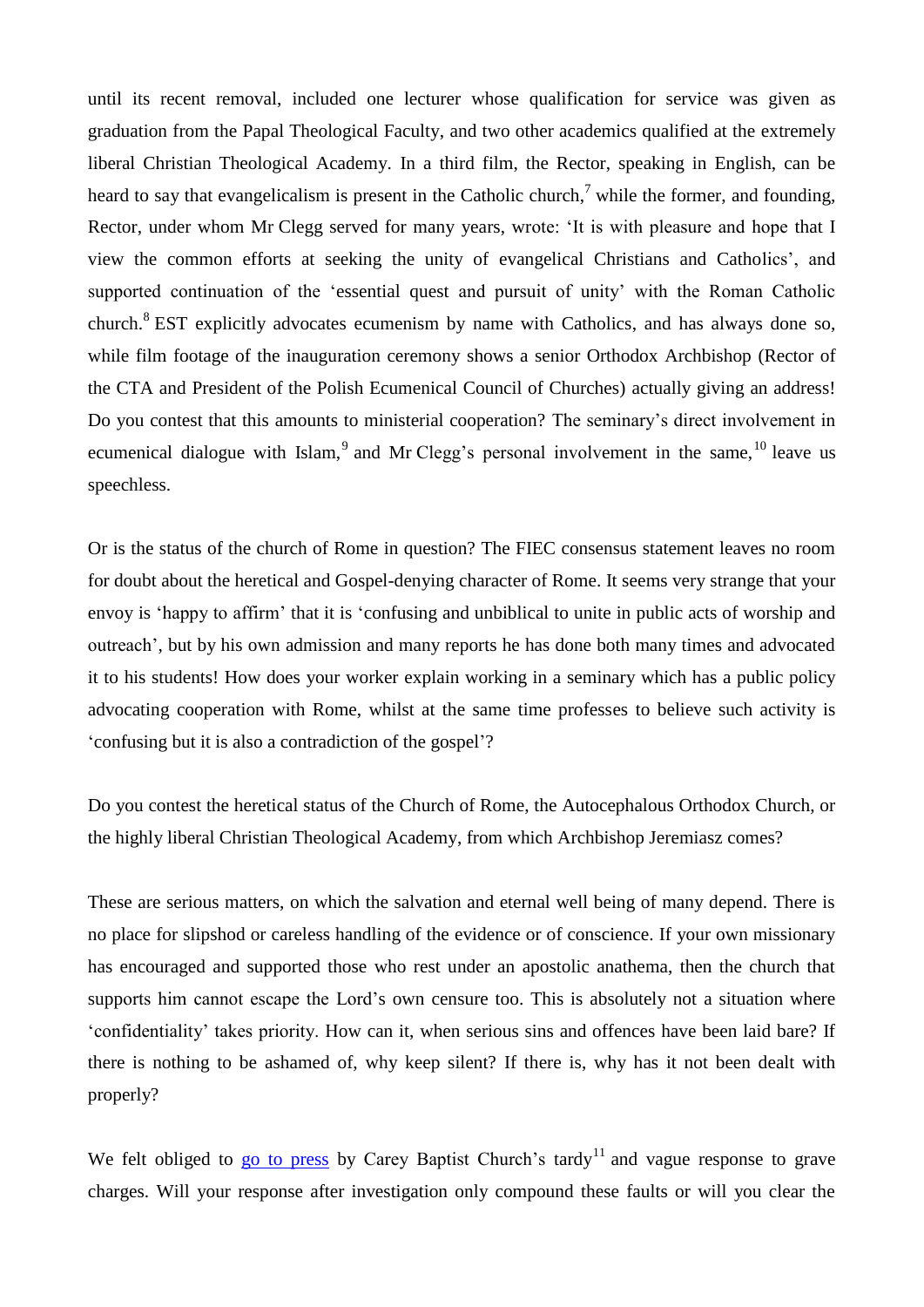until its recent removal, included one lecturer whose qualification for service was given as graduation from the Papal Theological Faculty, and two other academics qualified at the extremely liberal Christian Theological Academy. In a third film, the Rector, speaking in English, can be heard to say that evangelicalism is present in the Catholic church,[7] while the former, and founding, Rector, under whom Mr Clegg served for many years, wrote: 'It is with pleasure and hope that I view the common efforts at seeking the unity of evangelical Christians and Catholics', and supported continuation of the 'essential quest and pursuit of unity' with the Roman Catholic church.[8] EST explicitly advocates ecumenism by name with Catholics, and has always done so, while film footage of the inauguration ceremony shows a senior Orthodox Archbishop (Rector of the CTA and President of the Polish Ecumenical Council of Churches) actually giving an address! Do you contest that this amounts to ministerial cooperation? The seminary's direct involvement in ecumenical dialogue with Islam,[9] and Mr Clegg's personal involvement in the same,[10] leave us speechless.

Or is the status of the church of Rome in question? The FIEC consensus statement leaves no room for doubt about the heretical and Gospel-denying character of Rome. It seems very strange that your envoy is 'happy to affirm' that it is 'confusing and unbiblical to unite in public acts of worship and outreach', but by his own admission and many reports he has done both many times and advocated it to his students! How does your worker explain working in a seminary which has a public policy advocating cooperation with Rome, whilst at the same time professes to believe such activity is 'confusing but it is also a contradiction of the gospel'?

Do you contest the heretical status of the Church of Rome, the Autocephalous Orthodox Church, or the highly liberal Christian Theological Academy, from which Archbishop Jeremiasz comes?

These are serious matters, on which the salvation and eternal well being of many depend. There is no place for slipshod or careless handling of the evidence or of conscience. If your own missionary has encouraged and supported those who rest under an apostolic anathema, then the church that supports him cannot escape the Lord's own censure too. This is absolutely not a situation where 'confidentiality' takes priority. How can it, when serious sins and offences have been laid bare? If there is nothing to be ashamed of, why keep silent? If there is, why has it not been dealt with properly?

We felt obliged to go to press by Carey Baptist Church's tardy[11] and vague response to grave charges. Will your response after investigation only compound these faults or will you clear the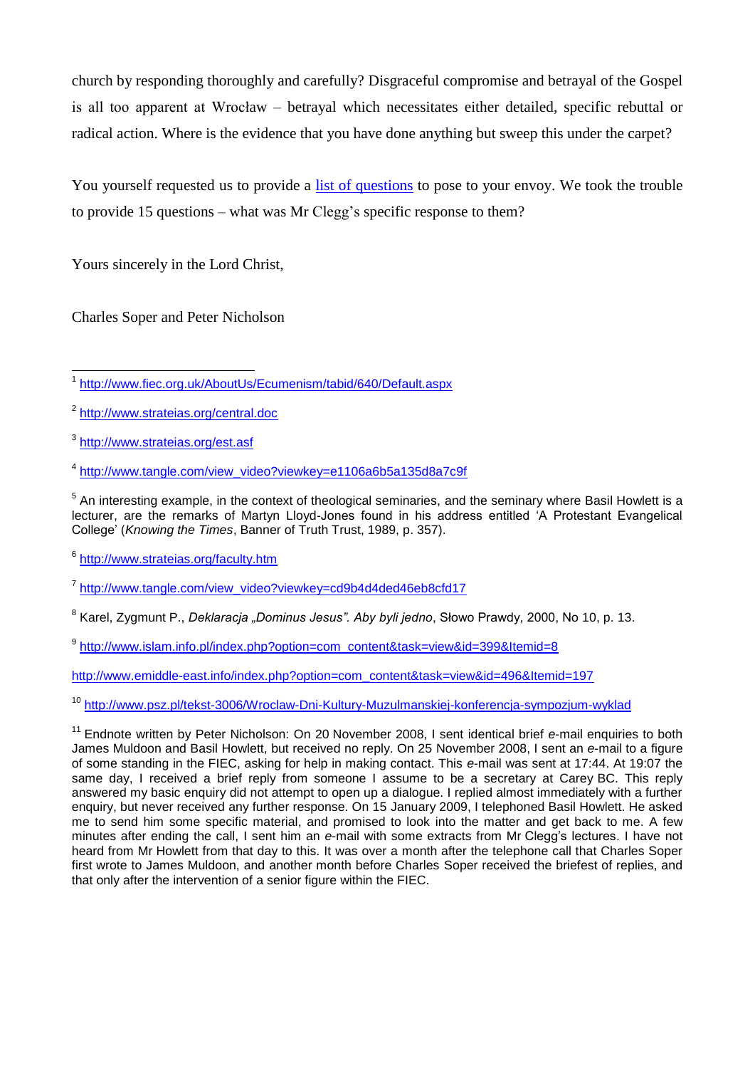church by responding thoroughly and carefully? Disgraceful compromise and betrayal of the Gospel is all too apparent at Wrocław – betrayal which necessitates either detailed, specific rebuttal or radical action. Where is the evidence that you have done anything but sweep this under the carpet?

You yourself requested us to provide a list of questions to pose to your envoy. We took the trouble to provide 15 questions – what was Mr Clegg's specific response to them?

Yours sincerely in the Lord Christ,

Charles Soper and Peter Nicholson

---

[1] http://www.fiec.org.uk/AboutUs/Ecumenism/tabid/640/Default.aspx

[2] http://www.strateias.org/central.doc

[3] http://www.strateias.org/est.asf

[4] http://www.tangle.com/view_video?viewkey=e1106a6b5a135d8a7c9f

[5] An interesting example, in the context of theological seminaries, and the seminary where Basil Howlett is a lecturer, are the remarks of Martyn Lloyd-Jones found in his address entitled 'A Protestant Evangelical College' (*Knowing the Times*, Banner of Truth Trust, 1989, p. 357).

[6] http://www.strateias.org/faculty.htm

[7] http://www.tangle.com/view_video?viewkey=cd9b4d4ded46eb8cfd17

[8] Karel, Zygmunt P., *Deklaracja „Dominus Jesus". Aby byli jedno*, Słowo Prawdy, 2000, No 10, p. 13.

[9] http://www.islam.info.pl/index.php?option=com_content&task=view&id=399&Itemid=8

http://www.emiddle-east.info/index.php?option=com_content&task=view&id=496&Itemid=197

[10] http://www.psz.pl/tekst-3006/Wroclaw-Dni-Kultury-Muzulmanskiej-konferencja-sympozjum-wyklad

[11] Endnote written by Peter Nicholson: On 20 November 2008, I sent identical brief *e*-mail enquiries to both James Muldoon and Basil Howlett, but received no reply. On 25 November 2008, I sent an *e*-mail to a figure of some standing in the FIEC, asking for help in making contact. This *e*-mail was sent at 17:44. At 19:07 the same day, I received a brief reply from someone I assume to be a secretary at Carey BC. This reply answered my basic enquiry did not attempt to open up a dialogue. I replied almost immediately with a further enquiry, but never received any further response. On 15 January 2009, I telephoned Basil Howlett. He asked me to send him some specific material, and promised to look into the matter and get back to me. A few minutes after ending the call, I sent him an *e*-mail with some extracts from Mr Clegg's lectures. I have not heard from Mr Howlett from that day to this. It was over a month after the telephone call that Charles Soper first wrote to James Muldoon, and another month before Charles Soper received the briefest of replies, and that only after the intervention of a senior figure within the FIEC.